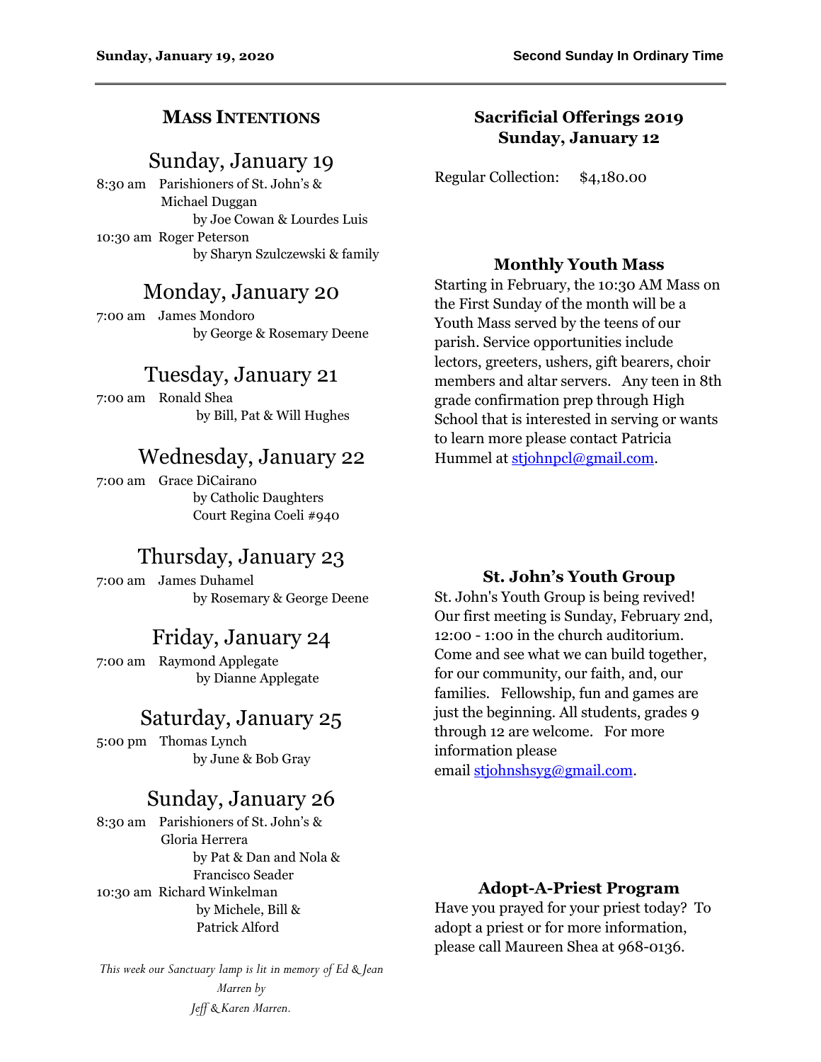## MASS INTENTIONS

### Sunday, January 19

8:30 am Parishioners of St. John's & Michael Duggan
by Joe Cowan & Lourdes Luis

10:30 am Roger Peterson
by Sharyn Szulczewski & family

### Monday, January 20

7:00 am James Mondoro
by George & Rosemary Deene

### Tuesday, January 21

7:00 am Ronald Shea
by Bill, Pat & Will Hughes

### Wednesday, January 22

7:00 am Grace DiCairano
by Catholic Daughters Court Regina Coeli #940

### Thursday, January 23

7:00 am James Duhamel
by Rosemary & George Deene

### Friday, January 24

7:00 am Raymond Applegate
by Dianne Applegate

### Saturday, January 25

5:00 pm Thomas Lynch
by June & Bob Gray

### Sunday, January 26

8:30 am Parishioners of St. John's & Gloria Herrera
by Pat & Dan and Nola & Francisco Seader

10:30 am Richard Winkelman
by Michele, Bill & Patrick Alford

*This week our Sanctuary lamp is lit in memory of Ed & Jean Marren by Jeff & Karen Marren.*

## Sacrificial Offerings 2019 Sunday, January 12

Regular Collection: $4,180.00

## Monthly Youth Mass

Starting in February, the 10:30 AM Mass on the First Sunday of the month will be a Youth Mass served by the teens of our parish. Service opportunities include lectors, greeters, ushers, gift bearers, choir members and altar servers. Any teen in 8th grade confirmation prep through High School that is interested in serving or wants to learn more please contact Patricia Hummel at stjohnpcl@gmail.com.

## St. John's Youth Group

St. John's Youth Group is being revived! Our first meeting is Sunday, February 2nd, 12:00 - 1:00 in the church auditorium. Come and see what we can build together, for our community, our faith, and, our families. Fellowship, fun and games are just the beginning. All students, grades 9 through 12 are welcome. For more information please email stjohnshsyg@gmail.com.

## Adopt-A-Priest Program

Have you prayed for your priest today? To adopt a priest or for more information, please call Maureen Shea at 968-0136.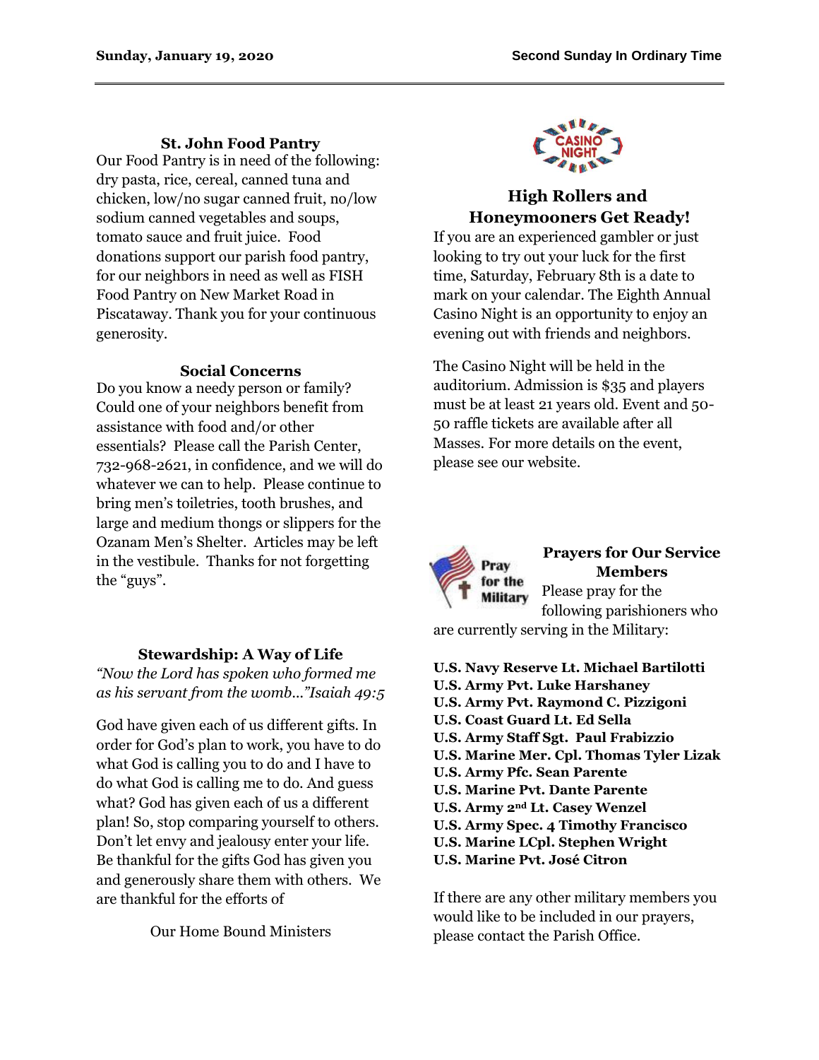### St. John Food Pantry

Our Food Pantry is in need of the following: dry pasta, rice, cereal, canned tuna and chicken, low/no sugar canned fruit, no/low sodium canned vegetables and soups, tomato sauce and fruit juice. Food donations support our parish food pantry, for our neighbors in need as well as FISH Food Pantry on New Market Road in Piscataway. Thank you for your continuous generosity.

### Social Concerns

Do you know a needy person or family? Could one of your neighbors benefit from assistance with food and/or other essentials? Please call the Parish Center, 732-968-2621, in confidence, and we will do whatever we can to help. Please continue to bring men's toiletries, tooth brushes, and large and medium thongs or slippers for the Ozanam Men's Shelter. Articles may be left in the vestibule. Thanks for not forgetting the "guys".

### Stewardship: A Way of Life

*"Now the Lord has spoken who formed me as his servant from the womb…"Isaiah 49:5*

God have given each of us different gifts. In order for God's plan to work, you have to do what God is calling you to do and I have to do what God is calling me to do. And guess what? God has given each of us a different plan! So, stop comparing yourself to others. Don't let envy and jealousy enter your life. Be thankful for the gifts God has given you and generously share them with others. We are thankful for the efforts of

Our Home Bound Ministers

### High Rollers and Honeymooners Get Ready!

If you are an experienced gambler or just looking to try out your luck for the first time, Saturday, February 8th is a date to mark on your calendar. The Eighth Annual Casino Night is an opportunity to enjoy an evening out with friends and neighbors.

The Casino Night will be held in the auditorium. Admission is $35 and players must be at least 21 years old. Event and 50-50 raffle tickets are available after all Masses. For more details on the event, please see our website.

### Prayers for Our Service Members

Please pray for the following parishioners who are currently serving in the Military:

**U.S. Navy Reserve Lt. Michael Bartilotti**
**U.S. Army Pvt. Luke Harshaney**
**U.S. Army Pvt. Raymond C. Pizzigoni**
**U.S. Coast Guard Lt. Ed Sella**
**U.S. Army Staff Sgt. Paul Frabizzio**
**U.S. Marine Mer. Cpl. Thomas Tyler Lizak**
**U.S. Army Pfc. Sean Parente**
**U.S. Marine Pvt. Dante Parente**
**U.S. Army 2nd Lt. Casey Wenzel**
**U.S. Army Spec. 4 Timothy Francisco**
**U.S. Marine LCpl. Stephen Wright**
**U.S. Marine Pvt. José Citron**

If there are any other military members you would like to be included in our prayers, please contact the Parish Office.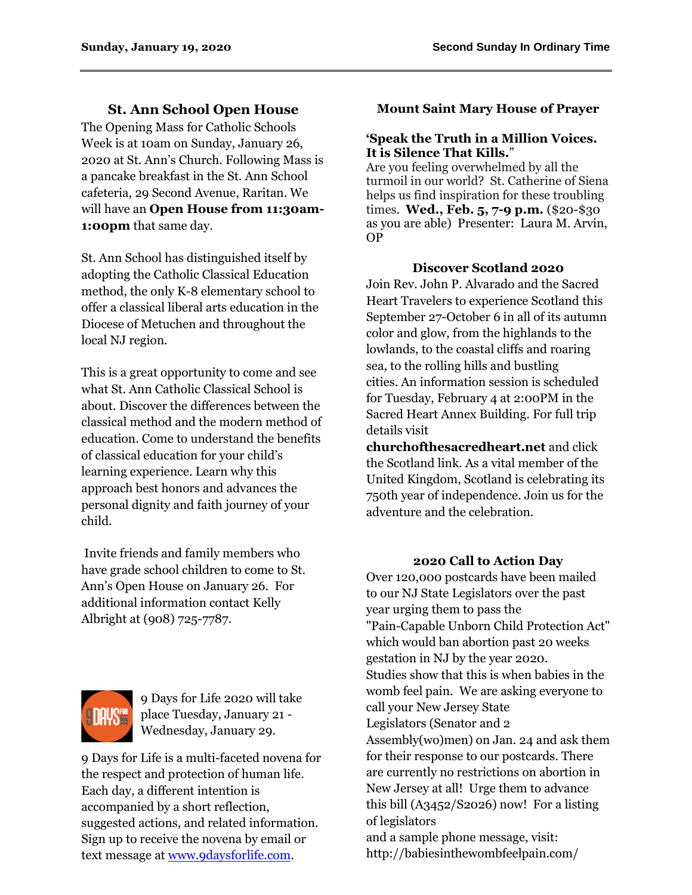## St. Ann School Open House

The Opening Mass for Catholic Schools Week is at 10am on Sunday, January 26, 2020 at St. Ann's Church. Following Mass is a pancake breakfast in the St. Ann School cafeteria, 29 Second Avenue, Raritan. We will have an **Open House from 11:30am-1:00pm** that same day.

St. Ann School has distinguished itself by adopting the Catholic Classical Education method, the only K-8 elementary school to offer a classical liberal arts education in the Diocese of Metuchen and throughout the local NJ region.

This is a great opportunity to come and see what St. Ann Catholic Classical School is about. Discover the differences between the classical method and the modern method of education. Come to understand the benefits of classical education for your child's learning experience. Learn why this approach best honors and advances the personal dignity and faith journey of your child.

Invite friends and family members who have grade school children to come to St. Ann's Open House on January 26. For additional information contact Kelly Albright at (908) 725-7787.

9 Days for Life 2020 will take place Tuesday, January 21 - Wednesday, January 29.

9 Days for Life is a multi-faceted novena for the respect and protection of human life. Each day, a different intention is accompanied by a short reflection, suggested actions, and related information. Sign up to receive the novena by email or text message at www.9daysforlife.com.

## Mount Saint Mary House of Prayer

**'Speak the Truth in a Million Voices. It is Silence That Kills.**"

Are you feeling overwhelmed by all the turmoil in our world? St. Catherine of Siena helps us find inspiration for these troubling times. **Wed., Feb. 5, 7-9 p.m.** ($20-$30 as you are able) Presenter: Laura M. Arvin, OP

## Discover Scotland 2020

Join Rev. John P. Alvarado and the Sacred Heart Travelers to experience Scotland this September 27-October 6 in all of its autumn color and glow, from the highlands to the lowlands, to the coastal cliffs and roaring sea, to the rolling hills and bustling cities. An information session is scheduled for Tuesday, February 4 at 2:00PM in the Sacred Heart Annex Building. For full trip details visit **churchofthesacredheart.net** and click the Scotland link. As a vital member of the United Kingdom, Scotland is celebrating its 750th year of independence. Join us for the adventure and the celebration.

## 2020 Call to Action Day

Over 120,000 postcards have been mailed to our NJ State Legislators over the past year urging them to pass the "Pain-Capable Unborn Child Protection Act" which would ban abortion past 20 weeks gestation in NJ by the year 2020. Studies show that this is when babies in the womb feel pain. We are asking everyone to call your New Jersey State Legislators (Senator and 2 Assembly(wo)men) on Jan. 24 and ask them for their response to our postcards. There are currently no restrictions on abortion in New Jersey at all! Urge them to advance this bill (A3452/S2026) now! For a listing of legislators and a sample phone message, visit: http://babiesinthewombfeelpain.com/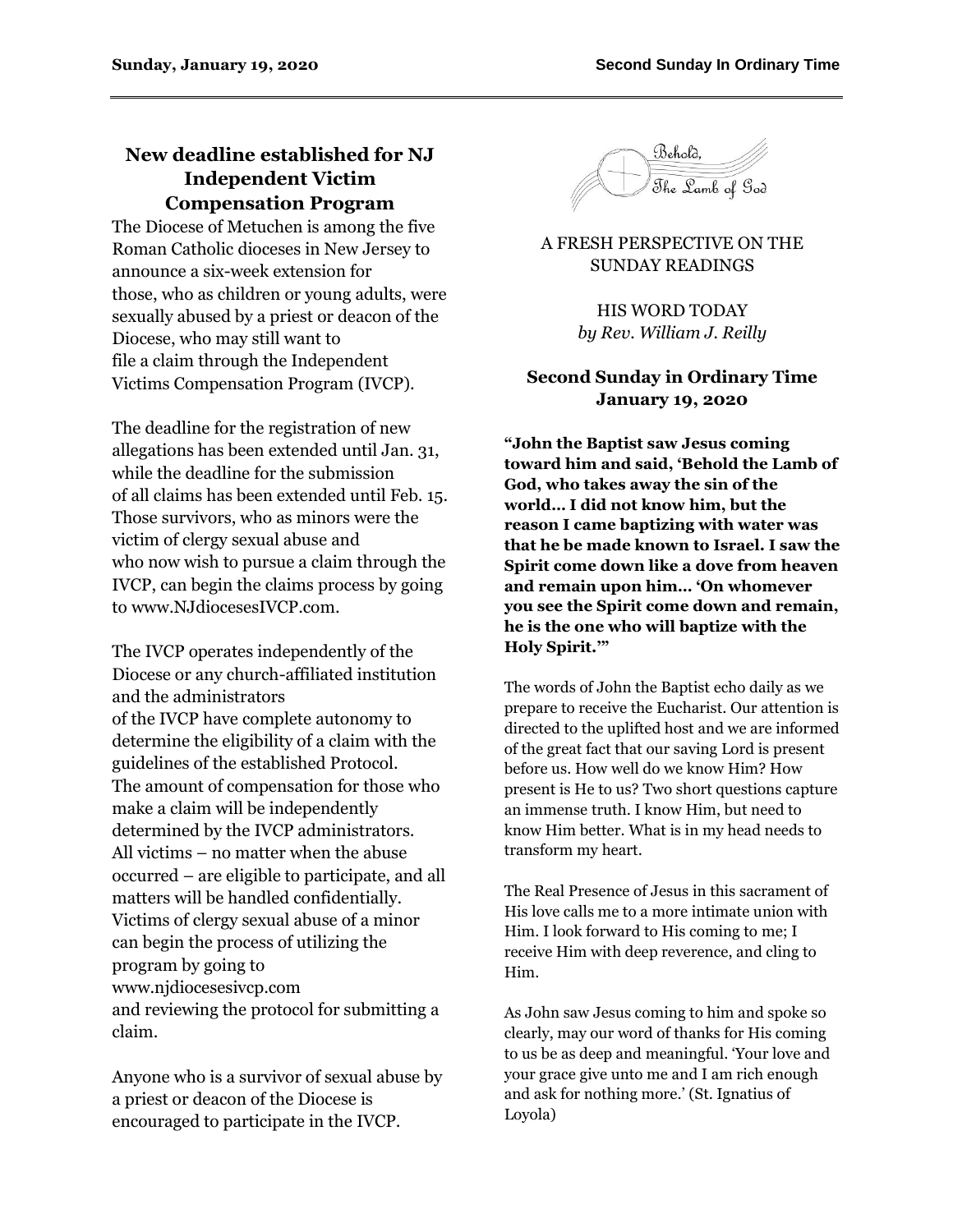## New deadline established for NJ Independent Victim Compensation Program

The Diocese of Metuchen is among the five Roman Catholic dioceses in New Jersey to announce a six-week extension for those, who as children or young adults, were sexually abused by a priest or deacon of the Diocese, who may still want to file a claim through the Independent Victims Compensation Program (IVCP).

The deadline for the registration of new allegations has been extended until Jan. 31, while the deadline for the submission of all claims has been extended until Feb. 15. Those survivors, who as minors were the victim of clergy sexual abuse and who now wish to pursue a claim through the IVCP, can begin the claims process by going to www.NJdiocesesIVCP.com.

The IVCP operates independently of the Diocese or any church-affiliated institution and the administrators of the IVCP have complete autonomy to determine the eligibility of a claim with the guidelines of the established Protocol. The amount of compensation for those who make a claim will be independently determined by the IVCP administrators. All victims – no matter when the abuse occurred – are eligible to participate, and all matters will be handled confidentially. Victims of clergy sexual abuse of a minor can begin the process of utilizing the program by going to www.njdiocesesivcp.com and reviewing the protocol for submitting a claim.

Anyone who is a survivor of sexual abuse by a priest or deacon of the Diocese is encouraged to participate in the IVCP.

Behold, The Lamb of God

A FRESH PERSPECTIVE ON THE SUNDAY READINGS

HIS WORD TODAY
*by Rev. William J. Reilly*

### Second Sunday in Ordinary Time January 19, 2020

**"John the Baptist saw Jesus coming toward him and said, 'Behold the Lamb of God, who takes away the sin of the world… I did not know him, but the reason I came baptizing with water was that he be made known to Israel. I saw the Spirit come down like a dove from heaven and remain upon him… 'On whomever you see the Spirit come down and remain, he is the one who will baptize with the Holy Spirit.'"**

The words of John the Baptist echo daily as we prepare to receive the Eucharist. Our attention is directed to the uplifted host and we are informed of the great fact that our saving Lord is present before us. How well do we know Him? How present is He to us? Two short questions capture an immense truth. I know Him, but need to know Him better. What is in my head needs to transform my heart.

The Real Presence of Jesus in this sacrament of His love calls me to a more intimate union with Him. I look forward to His coming to me; I receive Him with deep reverence, and cling to Him.

As John saw Jesus coming to him and spoke so clearly, may our word of thanks for His coming to us be as deep and meaningful. 'Your love and your grace give unto me and I am rich enough and ask for nothing more.' (St. Ignatius of Loyola)